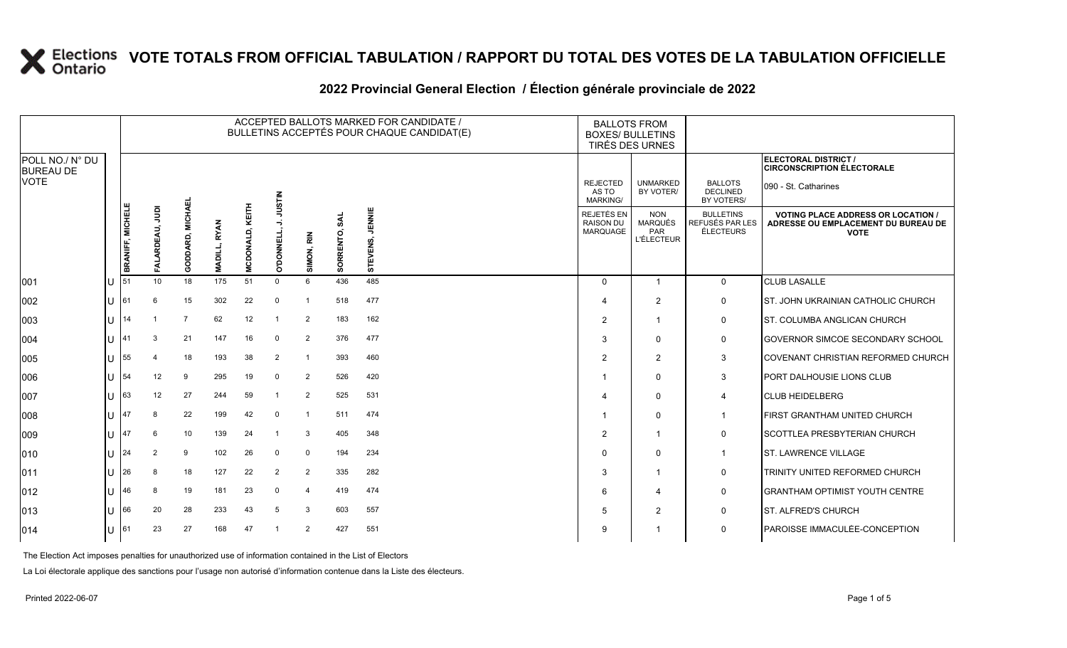# VOTE TOTALS FROM OFFICIAL TABULATION / RAPPORT DU TOTAL DES VOTES DE LA TABULATION OFFICIELLE

## 2022 Provincial General Election / Élection générale provinciale de 2022

ELECTORAL DISTRICT / CIRCONSCRIPTION ÉLECTORALE: 090 - St. Catharines

| POLL NO./ N° DU BUREAU DE VOTE | | ACCEPTED BALLOTS MARKED FOR CANDIDATE / BULLETINS ACCEPTÉS POUR CHAQUE CANDIDAT(E) | | | | | | | | | BALLOTS FROM BOXES/ BULLETINS TIRÉS DES URNES | | | |
|---|---|---|---|---|---|---|---|---|---|---|---|---|---|---|
| | | BRANIFF, MICHELE | FALARDEAU, JUDI | GODDARD, MICHAEL | MADILL, RYAN | MCDONALD, KEITH | O'DONNELL, J. JUSTIN | SIMON, RIN | SORRENTO, SAL | STEVENS, JENNIE | REJECTED AS TO MARKING/ REJETÉS EN RAISON DU MARQUAGE | UNMARKED BY VOTER/ NON MARQUÉS PAR L'ÉLECTEUR | BALLOTS DECLINED BY VOTERS/ BULLETINS REFUSÉS PAR LES ÉLECTEURS | VOTING PLACE ADDRESS OR LOCATION / ADRESSE OU EMPLACEMENT DU BUREAU DE VOTE |
| 001 | U | 51 | 10 | 18 | 175 | 51 | 0 | 6 | 436 | 485 | 0 | 1 | 0 | CLUB LASALLE |
| 002 | U | 61 | 6 | 15 | 302 | 22 | 0 | 1 | 518 | 477 | 4 | 2 | 0 | ST. JOHN UKRAINIAN CATHOLIC CHURCH |
| 003 | U | 14 | 1 | 7 | 62 | 12 | 1 | 2 | 183 | 162 | 2 | 1 | 0 | ST. COLUMBA ANGLICAN CHURCH |
| 004 | U | 41 | 3 | 21 | 147 | 16 | 0 | 2 | 376 | 477 | 3 | 0 | 0 | GOVERNOR SIMCOE SECONDARY SCHOOL |
| 005 | U | 55 | 4 | 18 | 193 | 38 | 2 | 1 | 393 | 460 | 2 | 2 | 3 | COVENANT CHRISTIAN REFORMED CHURCH |
| 006 | U | 54 | 12 | 9 | 295 | 19 | 0 | 2 | 526 | 420 | 1 | 0 | 3 | PORT DALHOUSIE LIONS CLUB |
| 007 | U | 63 | 12 | 27 | 244 | 59 | 1 | 2 | 525 | 531 | 4 | 0 | 4 | CLUB HEIDELBERG |
| 008 | U | 47 | 8 | 22 | 199 | 42 | 0 | 1 | 511 | 474 | 1 | 0 | 1 | FIRST GRANTHAM UNITED CHURCH |
| 009 | U | 47 | 6 | 10 | 139 | 24 | 1 | 3 | 405 | 348 | 2 | 1 | 0 | SCOTTLEA PRESBYTERIAN CHURCH |
| 010 | U | 24 | 2 | 9 | 102 | 26 | 0 | 0 | 194 | 234 | 0 | 0 | 1 | ST. LAWRENCE VILLAGE |
| 011 | U | 26 | 8 | 18 | 127 | 22 | 2 | 2 | 335 | 282 | 3 | 1 | 0 | TRINITY UNITED REFORMED CHURCH |
| 012 | U | 46 | 8 | 19 | 181 | 23 | 0 | 4 | 419 | 474 | 6 | 4 | 0 | GRANTHAM OPTIMIST YOUTH CENTRE |
| 013 | U | 66 | 20 | 28 | 233 | 43 | 5 | 3 | 603 | 557 | 5 | 2 | 0 | ST. ALFRED'S CHURCH |
| 014 | U | 61 | 23 | 27 | 168 | 47 | 1 | 2 | 427 | 551 | 9 | 1 | 0 | PAROISSE IMMACULÉE-CONCEPTION |

The Election Act imposes penalties for unauthorized use of information contained in the List of Electors

La Loi électorale applique des sanctions pour l'usage non autorisé d'information contenue dans la Liste des électeurs.

Printed 2022-06-07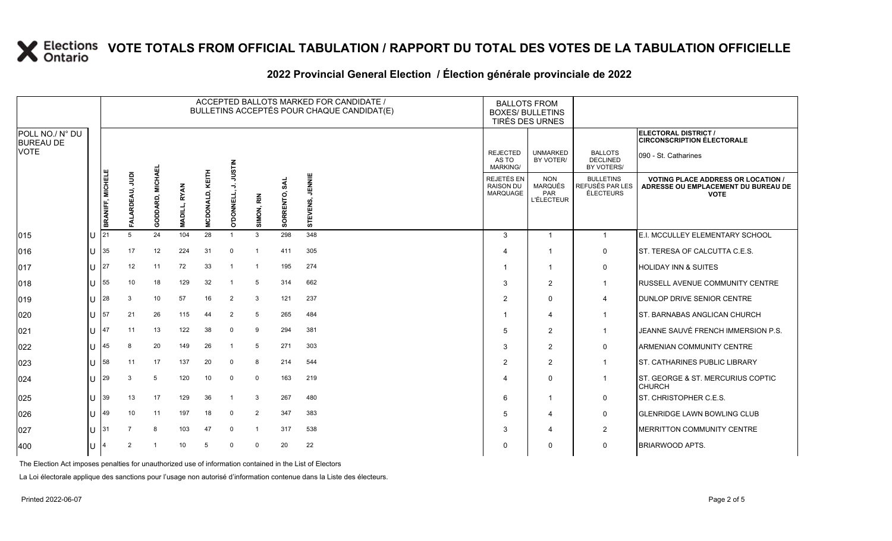# VOTE TOTALS FROM OFFICIAL TABULATION / RAPPORT DU TOTAL DES VOTES DE LA TABULATION OFFICIELLE

## 2022 Provincial General Election / Élection générale provinciale de 2022

ELECTORAL DISTRICT / CIRCONSCRIPTION ÉLECTORALE: 090 - St. Catharines

| POLL NO./ N° DU BUREAU DE VOTE | | BRANIFF, MICHELE | FALARDEAU, JUDI | GODDARD, MICHAEL | MADILL, RYAN | MCDONALD, KEITH | O'DONNELL, J. JUSTIN | SIMON, RIN | SORRENTO, SAL | STEVENS, JENNIE | REJECTED AS TO MARKING/ REJETÉS EN RAISON DU MARQUAGE | UNMARKED BY VOTER/ NON MARQUÉS PAR L'ÉLECTEUR | BALLOTS DECLINED BY VOTERS/ BULLETINS REFUSÉS PAR LES ÉLECTEURS | VOTING PLACE ADDRESS OR LOCATION / ADRESSE OU EMPLACEMENT DU BUREAU DE VOTE |
|---|---|---|---|---|---|---|---|---|---|---|---|---|---|---|
| 015 | U | 21 | 5 | 24 | 104 | 28 | 1 | 3 | 298 | 348 | 3 | 1 | 1 | E.I. MCCULLEY ELEMENTARY SCHOOL |
| 016 | U | 35 | 17 | 12 | 224 | 31 | 0 | 1 | 411 | 305 | 4 | 1 | 0 | ST. TERESA OF CALCUTTA C.E.S. |
| 017 | U | 27 | 12 | 11 | 72 | 33 | 1 | 1 | 195 | 274 | 1 | 1 | 0 | HOLIDAY INN & SUITES |
| 018 | U | 55 | 10 | 18 | 129 | 32 | 1 | 5 | 314 | 662 | 3 | 2 | 1 | RUSSELL AVENUE COMMUNITY CENTRE |
| 019 | U | 28 | 3 | 10 | 57 | 16 | 2 | 3 | 121 | 237 | 2 | 0 | 4 | DUNLOP DRIVE SENIOR CENTRE |
| 020 | U | 57 | 21 | 26 | 115 | 44 | 2 | 5 | 265 | 484 | 1 | 4 | 1 | ST. BARNABAS ANGLICAN CHURCH |
| 021 | U | 47 | 11 | 13 | 122 | 38 | 0 | 9 | 294 | 381 | 5 | 2 | 1 | JEANNE SAUVÉ FRENCH IMMERSION P.S. |
| 022 | U | 45 | 8 | 20 | 149 | 26 | 1 | 5 | 271 | 303 | 3 | 2 | 0 | ARMENIAN COMMUNITY CENTRE |
| 023 | U | 58 | 11 | 17 | 137 | 20 | 0 | 8 | 214 | 544 | 2 | 2 | 1 | ST. CATHARINES PUBLIC LIBRARY |
| 024 | U | 29 | 3 | 5 | 120 | 10 | 0 | 0 | 163 | 219 | 4 | 0 | 1 | ST. GEORGE & ST. MERCURIUS COPTIC CHURCH |
| 025 | U | 39 | 13 | 17 | 129 | 36 | 1 | 3 | 267 | 480 | 6 | 1 | 0 | ST. CHRISTOPHER C.E.S. |
| 026 | U | 49 | 10 | 11 | 197 | 18 | 0 | 2 | 347 | 383 | 5 | 4 | 0 | GLENRIDGE LAWN BOWLING CLUB |
| 027 | U | 31 | 7 | 8 | 103 | 47 | 0 | 1 | 317 | 538 | 3 | 4 | 2 | MERRITTON COMMUNITY CENTRE |
| 400 | U | 4 | 2 | 1 | 10 | 5 | 0 | 0 | 20 | 22 | 0 | 0 | 0 | BRIARWOOD APTS. |

The Election Act imposes penalties for unauthorized use of information contained in the List of Electors

La Loi électorale applique des sanctions pour l'usage non autorisé d'information contenue dans la Liste des électeurs.

Printed 2022-06-07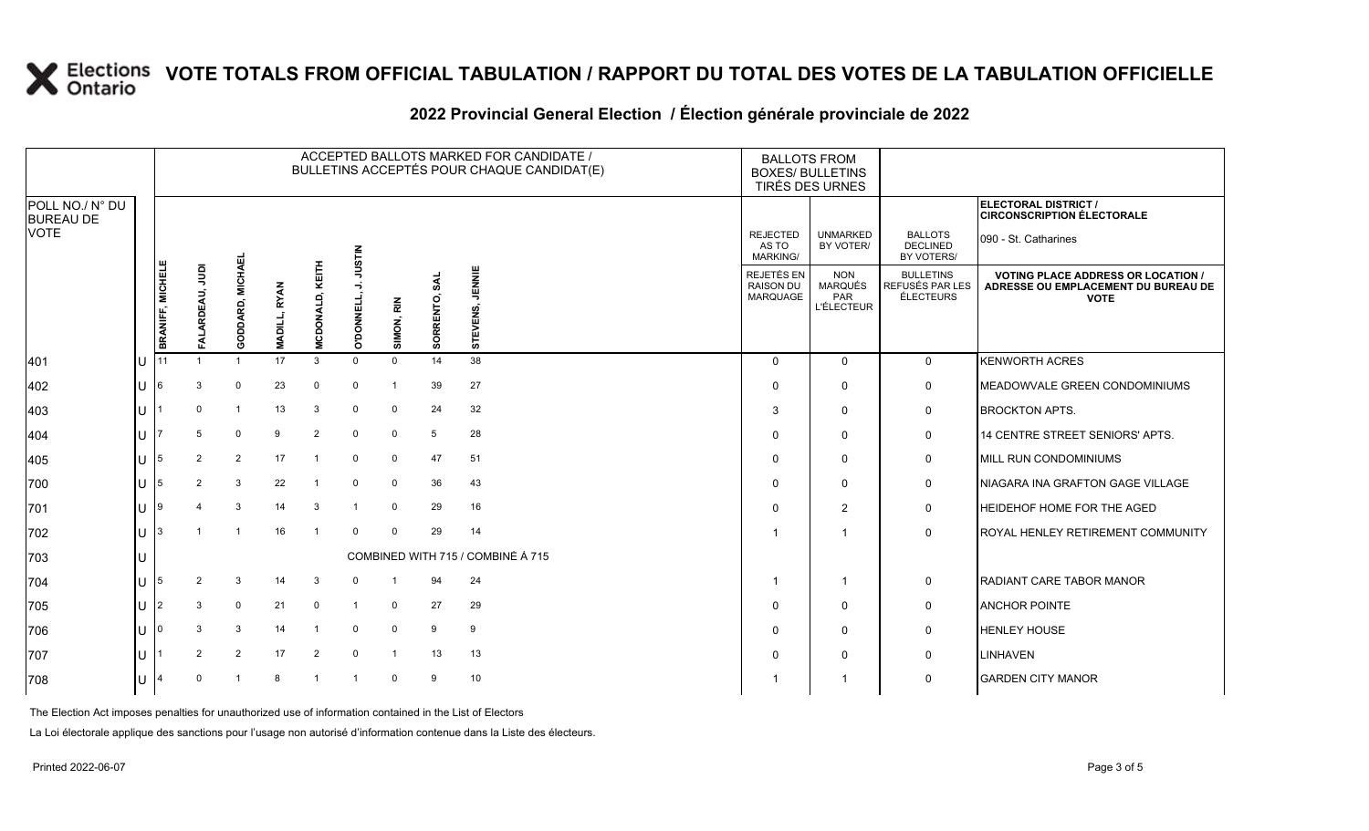# VOTE TOTALS FROM OFFICIAL TABULATION / RAPPORT DU TOTAL DES VOTES DE LA TABULATION OFFICIELLE

## 2022 Provincial General Election / Élection générale provinciale de 2022

ELECTORAL DISTRICT / CIRCONSCRIPTION ÉLECTORALE: 090 - St. Catharines

| POLL NO./ N° DU BUREAU DE VOTE | | BRANIFF, MICHELE | FALARDEAU, JUDI | GODDARD, MICHAEL | MADILL, RYAN | MCDONALD, KEITH | O'DONNELL, J. JUSTIN | SIMON, RIN | SORRENTO, SAL | STEVENS, JENNIE | REJECTED AS TO MARKING/ REJETÉS EN RAISON DU MARQUAGE | UNMARKED BY VOTER/ NON MARQUÉS PAR L'ÉLECTEUR | BALLOTS DECLINED BY VOTERS/ BULLETINS REFUSÉS PAR LES ÉLECTEURS | VOTING PLACE ADDRESS OR LOCATION / ADRESSE OU EMPLACEMENT DU BUREAU DE VOTE |
|---|---|---|---|---|---|---|---|---|---|---|---|---|---|---|
| 401 | U | 11 | 1 | 1 | 17 | 3 | 0 | 0 | 14 | 38 | 0 | 0 | 0 | KENWORTH ACRES |
| 402 | U | 6 | 3 | 0 | 23 | 0 | 0 | 1 | 39 | 27 | 0 | 0 | 0 | MEADOWVALE GREEN CONDOMINIUMS |
| 403 | U | 1 | 0 | 1 | 13 | 3 | 0 | 0 | 24 | 32 | 3 | 0 | 0 | BROCKTON APTS. |
| 404 | U | 7 | 5 | 0 | 9 | 2 | 0 | 0 | 5 | 28 | 0 | 0 | 0 | 14 CENTRE STREET SENIORS' APTS. |
| 405 | U | 5 | 2 | 2 | 17 | 1 | 0 | 0 | 47 | 51 | 0 | 0 | 0 | MILL RUN CONDOMINIUMS |
| 700 | U | 5 | 2 | 3 | 22 | 1 | 0 | 0 | 36 | 43 | 0 | 0 | 0 | NIAGARA INA GRAFTON GAGE VILLAGE |
| 701 | U | 9 | 4 | 3 | 14 | 3 | 1 | 0 | 29 | 16 | 0 | 2 | 0 | HEIDEHOF HOME FOR THE AGED |
| 702 | U | 3 | 1 | 1 | 16 | 1 | 0 | 0 | 29 | 14 | 1 | 1 | 0 | ROYAL HENLEY RETIREMENT COMMUNITY |
| 703 | U | COMBINED WITH 715 / COMBINÉ À 715 | | | | | | | | | | | | |
| 704 | U | 5 | 2 | 3 | 14 | 3 | 0 | 1 | 94 | 24 | 1 | 1 | 0 | RADIANT CARE TABOR MANOR |
| 705 | U | 2 | 3 | 0 | 21 | 0 | 1 | 0 | 27 | 29 | 0 | 0 | 0 | ANCHOR POINTE |
| 706 | U | 0 | 3 | 3 | 14 | 1 | 0 | 0 | 9 | 9 | 0 | 0 | 0 | HENLEY HOUSE |
| 707 | U | 1 | 2 | 2 | 17 | 2 | 0 | 1 | 13 | 13 | 0 | 0 | 0 | LINHAVEN |
| 708 | U | 4 | 0 | 1 | 8 | 1 | 1 | 0 | 9 | 10 | 1 | 1 | 0 | GARDEN CITY MANOR |

The Election Act imposes penalties for unauthorized use of information contained in the List of Electors

La Loi électorale applique des sanctions pour l'usage non autorisé d'information contenue dans la Liste des électeurs.

Printed 2022-06-07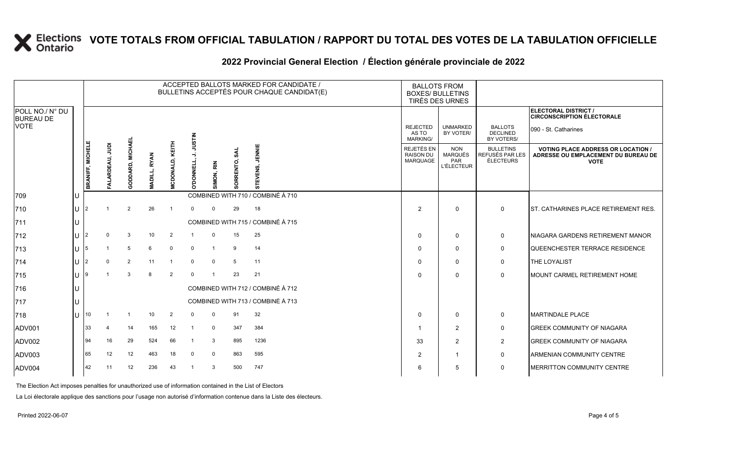# VOTE TOTALS FROM OFFICIAL TABULATION / RAPPORT DU TOTAL DES VOTES DE LA TABULATION OFFICIELLE

## 2022 Provincial General Election / Élection générale provinciale de 2022

| POLL NO./ N° DU BUREAU DE VOTE | | ACCEPTED BALLOTS MARKED FOR CANDIDATE / BULLETINS ACCEPTÉS POUR CHAQUE CANDIDAT(E) | | | | | | | | | BALLOTS FROM BOXES/ BULLETINS TIRÉS DES URNES | | | ELECTORAL DISTRICT / CIRCONSCRIPTION ÉLECTORALE 090 - St. Catharines |
|---|---|---|---|---|---|---|---|---|---|---|---|---|---|---|
| | | BRANIFF, MICHELE | FALARDEAU, JUDI | GODDARD, MICHAEL | MADILL, RYAN | MCDONALD, KEITH | O'DONNELL, J. JUSTIN | SIMON, RIN | SORRENTO, SAL | STEVENS, JENNIE | REJECTED AS TO MARKING/ REJETÉS EN RAISON DU MARQUAGE | UNMARKED BY VOTER/ NON MARQUÉS PAR L'ÉLECTEUR | BALLOTS DECLINED BY VOTERS/ BULLETINS REFUSÉS PAR LES ÉLECTEURS | VOTING PLACE ADDRESS OR LOCATION / ADRESSE OU EMPLACEMENT DU BUREAU DE VOTE |
| 709 | U | COMBINED WITH 710 / COMBINÉ À 710 | | | | | | | | | | | | |
| 710 | U | 2 | 1 | 2 | 26 | 1 | 0 | 0 | 29 | 18 | 2 | 0 | 0 | ST. CATHARINES PLACE RETIREMENT RES. |
| 711 | U | COMBINED WITH 715 / COMBINÉ À 715 | | | | | | | | | | | | |
| 712 | U | 2 | 0 | 3 | 10 | 2 | 1 | 0 | 15 | 25 | 0 | 0 | 0 | NIAGARA GARDENS RETIREMENT MANOR |
| 713 | U | 5 | 1 | 5 | 6 | 0 | 0 | 1 | 9 | 14 | 0 | 0 | 0 | QUEENCHESTER TERRACE RESIDENCE |
| 714 | U | 2 | 0 | 2 | 11 | 1 | 0 | 0 | 5 | 11 | 0 | 0 | 0 | THE LOYALIST |
| 715 | U | 9 | 1 | 3 | 8 | 2 | 0 | 1 | 23 | 21 | 0 | 0 | 0 | MOUNT CARMEL RETIREMENT HOME |
| 716 | U | COMBINED WITH 712 / COMBINÉ À 712 | | | | | | | | | | | | |
| 717 | U | COMBINED WITH 713 / COMBINÉ À 713 | | | | | | | | | | | | |
| 718 | U | 10 | 1 | 1 | 10 | 2 | 0 | 0 | 91 | 32 | 0 | 0 | 0 | MARTINDALE PLACE |
| ADV001 | | 33 | 4 | 14 | 165 | 12 | 1 | 0 | 347 | 384 | 1 | 2 | 0 | GREEK COMMUNITY OF NIAGARA |
| ADV002 | | 94 | 16 | 29 | 524 | 66 | 1 | 3 | 895 | 1236 | 33 | 2 | 2 | GREEK COMMUNITY OF NIAGARA |
| ADV003 | | 65 | 12 | 12 | 463 | 18 | 0 | 0 | 863 | 595 | 2 | 1 | 0 | ARMENIAN COMMUNITY CENTRE |
| ADV004 | | 42 | 11 | 12 | 236 | 43 | 1 | 3 | 500 | 747 | 6 | 5 | 0 | MERRITTON COMMUNITY CENTRE |

The Election Act imposes penalties for unauthorized use of information contained in the List of Electors

La Loi électorale applique des sanctions pour l'usage non autorisé d'information contenue dans la Liste des électeurs.

Printed 2022-06-07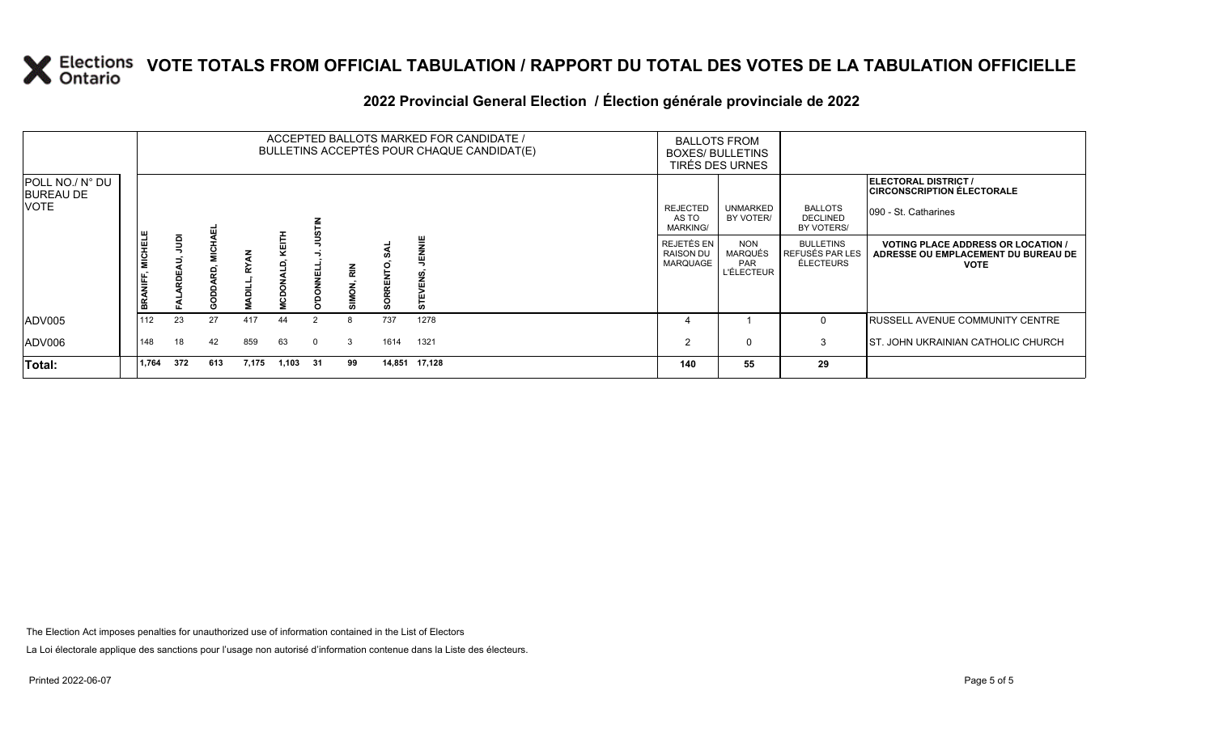# VOTE TOTALS FROM OFFICIAL TABULATION / RAPPORT DU TOTAL DES VOTES DE LA TABULATION OFFICIELLE

## 2022 Provincial General Election / Élection générale provinciale de 2022

| POLL NO./ N° DU BUREAU DE VOTE | ACCEPTED BALLOTS MARKED FOR CANDIDATE / BULLETINS ACCEPTÉS POUR CHAQUE CANDIDAT(E) | | | | | | | | | BALLOTS FROM BOXES/ BULLETINS TIRÉS DES URNES | | | ELECTORAL DISTRICT / CIRCONSCRIPTION ÉLECTORALE 090 - St. Catharines |
|---|---|---|---|---|---|---|---|---|---|---|---|---|---|
| | BRANIFF, MICHELE | FALARDEAU, JUDI | GODDARD, MICHAEL | MADILL, RYAN | MCDONALD, KEITH | O'DONNELL, J. JUSTIN | SIMON, RIN | SORRENTO, SAL | STEVENS, JENNIE | REJECTED AS TO MARKING/ REJETÉS EN RAISON DU MARQUAGE | UNMARKED BY VOTER/ NON MARQUÉS PAR L'ÉLECTEUR | BALLOTS DECLINED BY VOTERS/ BULLETINS REFUSÉS PAR LES ÉLECTEURS | VOTING PLACE ADDRESS OR LOCATION / ADRESSE OU EMPLACEMENT DU BUREAU DE VOTE |
| ADV005 | 112 | 23 | 27 | 417 | 44 | 2 | 8 | 737 | 1278 | 4 | 1 | 0 | RUSSELL AVENUE COMMUNITY CENTRE |
| ADV006 | 148 | 18 | 42 | 859 | 63 | 0 | 3 | 1614 | 1321 | 2 | 0 | 3 | ST. JOHN UKRAINIAN CATHOLIC CHURCH |
| **Total:** | **1,764** | **372** | **613** | **7,175** | **1,103** | **31** | **99** | **14,851** | **17,128** | **140** | **55** | **29** | |

The Election Act imposes penalties for unauthorized use of information contained in the List of Electors

La Loi électorale applique des sanctions pour l'usage non autorisé d'information contenue dans la Liste des électeurs.

Printed 2022-06-07